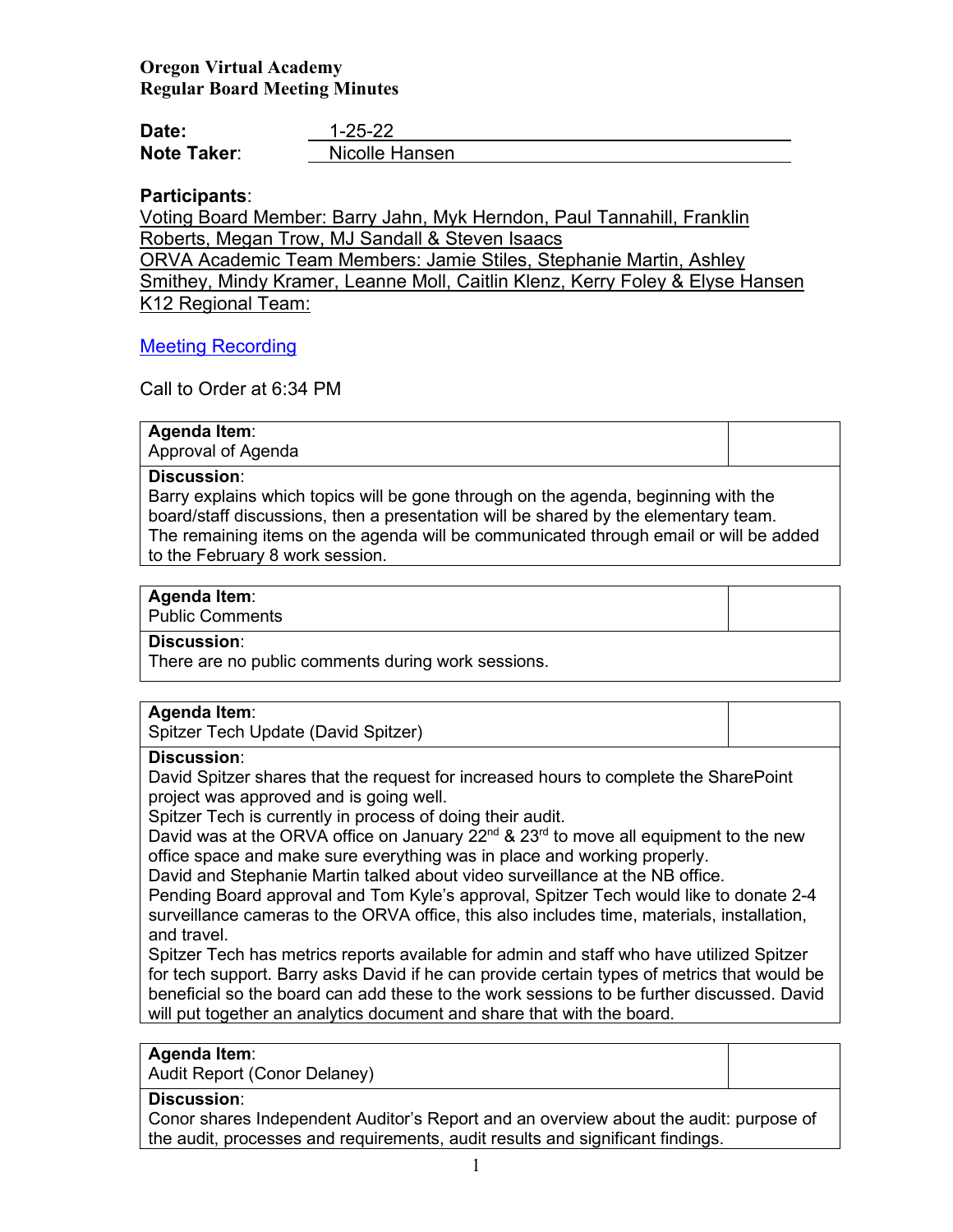**Oregon Virtual Academy**
**Regular Board Meeting Minutes**

**Date:** 1-25-22
**Note Taker:** Nicolle Hansen

**Participants**:
Voting Board Member: Barry Jahn, Myk Herndon, Paul Tannahill, Franklin Roberts, Megan Trow, MJ Sandall & Steven Isaacs
ORVA Academic Team Members: Jamie Stiles, Stephanie Martin, Ashley Smithey, Mindy Kramer, Leanne Moll, Caitlin Klenz, Kerry Foley & Elyse Hansen
K12 Regional Team:

Meeting Recording

Call to Order at 6:34 PM

| **Agenda Item**: Approval of Agenda | |
|---|---|
| **Discussion**: Barry explains which topics will be gone through on the agenda, beginning with the board/staff discussions, then a presentation will be shared by the elementary team. The remaining items on the agenda will be communicated through email or will be added to the February 8 work session. | |

| **Agenda Item**: Public Comments | |
|---|---|
| **Discussion**: There are no public comments during work sessions. | |

| **Agenda Item**: Spitzer Tech Update (David Spitzer) | |
|---|---|
| **Discussion**: David Spitzer shares that the request for increased hours to complete the SharePoint project was approved and is going well. Spitzer Tech is currently in process of doing their audit. David was at the ORVA office on January 22nd & 23rd to move all equipment to the new office space and make sure everything was in place and working properly. David and Stephanie Martin talked about video surveillance at the NB office. Pending Board approval and Tom Kyle's approval, Spitzer Tech would like to donate 2-4 surveillance cameras to the ORVA office, this also includes time, materials, installation, and travel. Spitzer Tech has metrics reports available for admin and staff who have utilized Spitzer for tech support. Barry asks David if he can provide certain types of metrics that would be beneficial so the board can add these to the work sessions to be further discussed. David will put together an analytics document and share that with the board. | |

| **Agenda Item**: Audit Report (Conor Delaney) | |
|---|---|
| **Discussion**: Conor shares Independent Auditor's Report and an overview about the audit: purpose of the audit, processes and requirements, audit results and significant findings. | |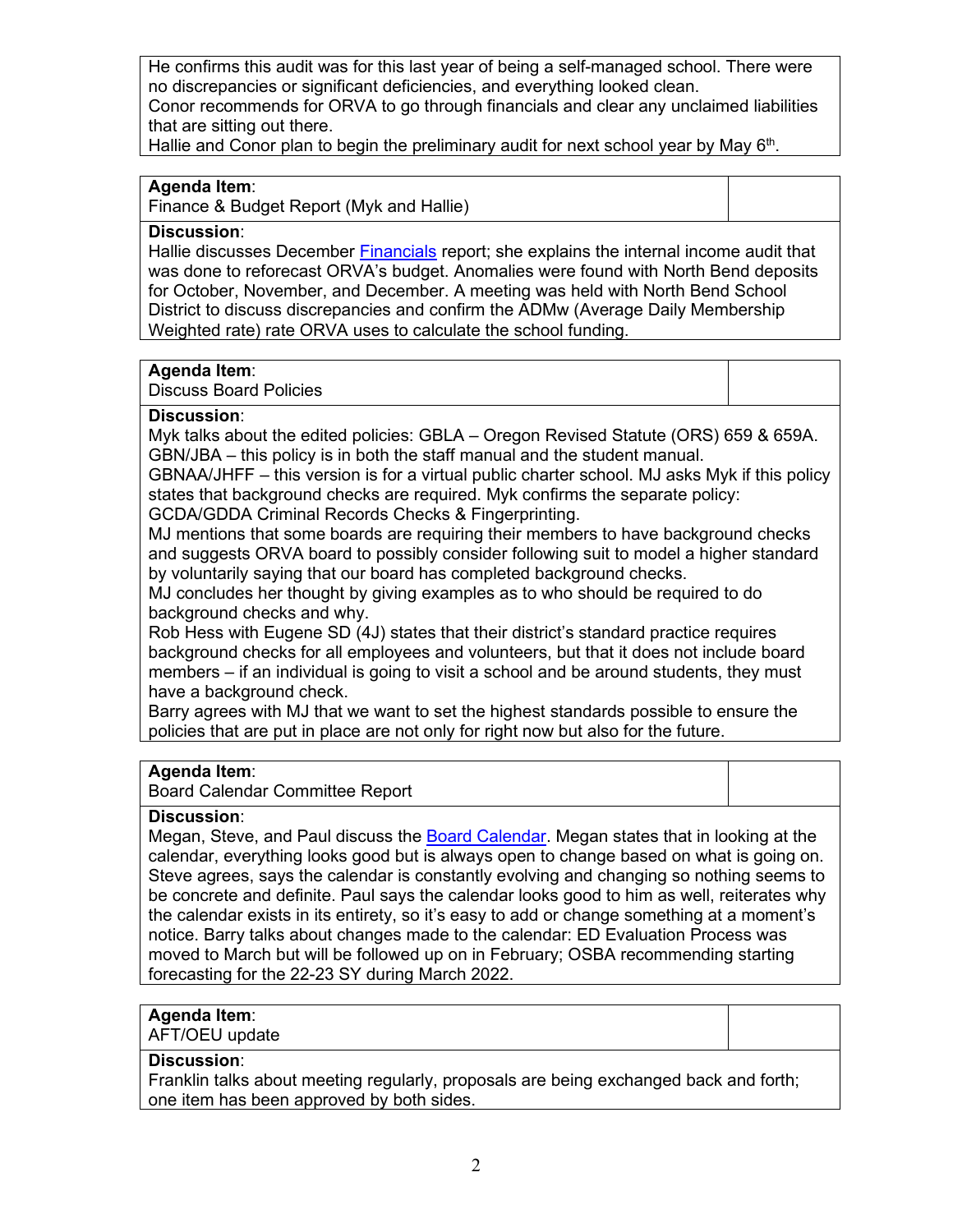He confirms this audit was for this last year of being a self-managed school. There were no discrepancies or significant deficiencies, and everything looked clean.
Conor recommends for ORVA to go through financials and clear any unclaimed liabilities that are sitting out there.
Hallie and Conor plan to begin the preliminary audit for next school year by May 6th.

| **Agenda Item**: Finance & Budget Report (Myk and Hallie) | |
|---|---|

**Discussion**:
Hallie discusses December Financials report; she explains the internal income audit that was done to reforecast ORVA's budget. Anomalies were found with North Bend deposits for October, November, and December. A meeting was held with North Bend School District to discuss discrepancies and confirm the ADMw (Average Daily Membership Weighted rate) rate ORVA uses to calculate the school funding.

| **Agenda Item**: Discuss Board Policies | |
|---|---|

**Discussion**:
Myk talks about the edited policies: GBLA – Oregon Revised Statute (ORS) 659 & 659A.
GBN/JBA – this policy is in both the staff manual and the student manual.
GBNAA/JHFF – this version is for a virtual public charter school. MJ asks Myk if this policy states that background checks are required. Myk confirms the separate policy: GCDA/GDDA Criminal Records Checks & Fingerprinting.
MJ mentions that some boards are requiring their members to have background checks and suggests ORVA board to possibly consider following suit to model a higher standard by voluntarily saying that our board has completed background checks.
MJ concludes her thought by giving examples as to who should be required to do background checks and why.
Rob Hess with Eugene SD (4J) states that their district's standard practice requires background checks for all employees and volunteers, but that it does not include board members – if an individual is going to visit a school and be around students, they must have a background check.
Barry agrees with MJ that we want to set the highest standards possible to ensure the policies that are put in place are not only for right now but also for the future.

| **Agenda Item**: Board Calendar Committee Report | |
|---|---|

**Discussion**:
Megan, Steve, and Paul discuss the Board Calendar. Megan states that in looking at the calendar, everything looks good but is always open to change based on what is going on. Steve agrees, says the calendar is constantly evolving and changing so nothing seems to be concrete and definite. Paul says the calendar looks good to him as well, reiterates why the calendar exists in its entirety, so it's easy to add or change something at a moment's notice. Barry talks about changes made to the calendar: ED Evaluation Process was moved to March but will be followed up on in February; OSBA recommending starting forecasting for the 22-23 SY during March 2022.

| **Agenda Item**: AFT/OEU update | |
|---|---|

**Discussion**:
Franklin talks about meeting regularly, proposals are being exchanged back and forth; one item has been approved by both sides.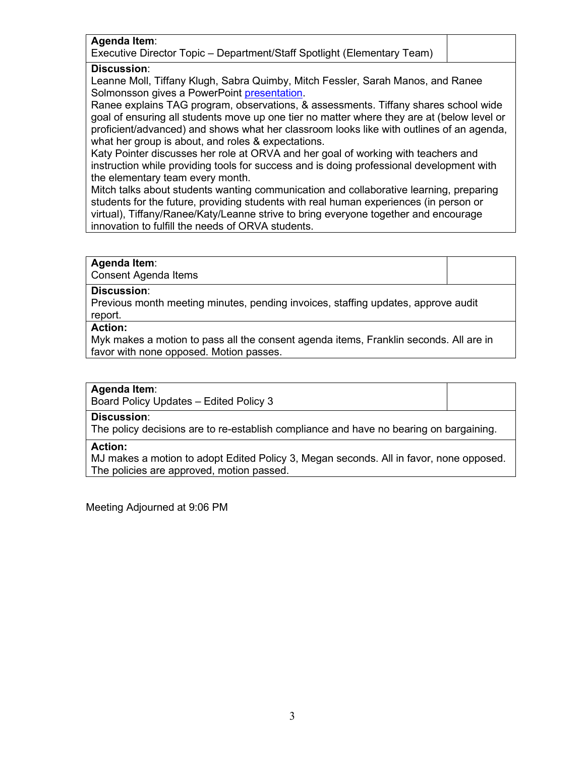**Agenda Item**:
Executive Director Topic – Department/Staff Spotlight (Elementary Team)

**Discussion**:
Leanne Moll, Tiffany Klugh, Sabra Quimby, Mitch Fessler, Sarah Manos, and Ranee Solmonsson gives a PowerPoint presentation.
Ranee explains TAG program, observations, & assessments. Tiffany shares school wide goal of ensuring all students move up one tier no matter where they are at (below level or proficient/advanced) and shows what her classroom looks like with outlines of an agenda, what her group is about, and roles & expectations.
Katy Pointer discusses her role at ORVA and her goal of working with teachers and instruction while providing tools for success and is doing professional development with the elementary team every month.
Mitch talks about students wanting communication and collaborative learning, preparing students for the future, providing students with real human experiences (in person or virtual), Tiffany/Ranee/Katy/Leanne strive to bring everyone together and encourage innovation to fulfill the needs of ORVA students.

**Agenda Item**:
Consent Agenda Items

**Discussion**:
Previous month meeting minutes, pending invoices, staffing updates, approve audit report.

**Action:**
Myk makes a motion to pass all the consent agenda items, Franklin seconds. All are in favor with none opposed. Motion passes.

**Agenda Item**:
Board Policy Updates – Edited Policy 3

**Discussion**:
The policy decisions are to re-establish compliance and have no bearing on bargaining.

**Action:**
MJ makes a motion to adopt Edited Policy 3, Megan seconds. All in favor, none opposed. The policies are approved, motion passed.

Meeting Adjourned at 9:06 PM